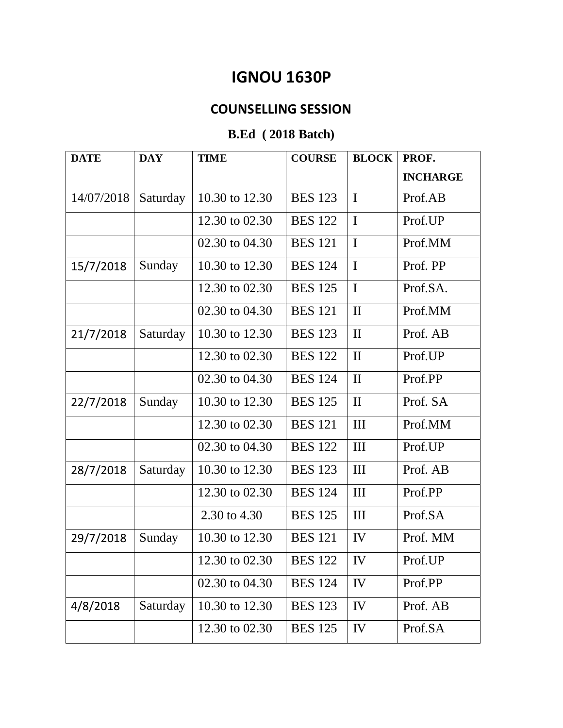# IGNOU 1630P

## COUNSELLING SESSION

### B.Ed ( 2018 Batch)

| DATE | DAY | TIME | COURSE | BLOCK | PROF. INCHARGE |
|---|---|---|---|---|---|
| 14/07/2018 | Saturday | 10.30 to 12.30 | BES 123 | I | Prof.AB |
| | | 12.30 to 02.30 | BES 122 | I | Prof.UP |
| | | 02.30 to 04.30 | BES 121 | I | Prof.MM |
| 15/7/2018 | Sunday | 10.30 to 12.30 | BES 124 | I | Prof. PP |
| | | 12.30 to 02.30 | BES 125 | I | Prof.SA. |
| | | 02.30 to 04.30 | BES 121 | II | Prof.MM |
| 21/7/2018 | Saturday | 10.30 to 12.30 | BES 123 | II | Prof. AB |
| | | 12.30 to 02.30 | BES 122 | II | Prof.UP |
| | | 02.30 to 04.30 | BES 124 | II | Prof.PP |
| 22/7/2018 | Sunday | 10.30 to 12.30 | BES 125 | II | Prof. SA |
| | | 12.30 to 02.30 | BES 121 | III | Prof.MM |
| | | 02.30 to 04.30 | BES 122 | III | Prof.UP |
| 28/7/2018 | Saturday | 10.30 to 12.30 | BES 123 | III | Prof. AB |
| | | 12.30 to 02.30 | BES 124 | III | Prof.PP |
| | | 2.30 to 4.30 | BES 125 | III | Prof.SA |
| 29/7/2018 | Sunday | 10.30 to 12.30 | BES 121 | IV | Prof. MM |
| | | 12.30 to 02.30 | BES 122 | IV | Prof.UP |
| | | 02.30 to 04.30 | BES 124 | IV | Prof.PP |
| 4/8/2018 | Saturday | 10.30 to 12.30 | BES 123 | IV | Prof. AB |
| | | 12.30 to 02.30 | BES 125 | IV | Prof.SA |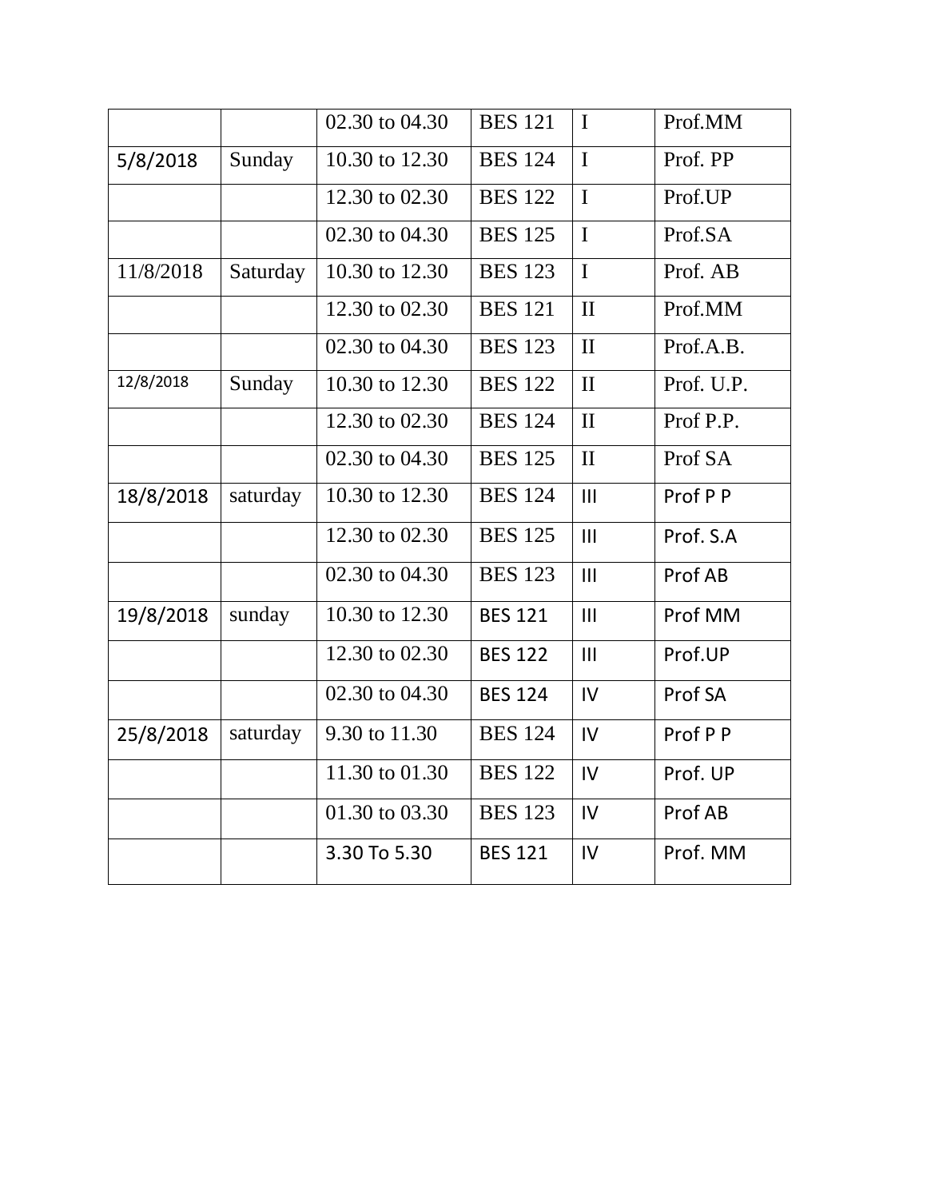| | | | | | |
|---|---|---|---|---|---|
| | | 02.30 to 04.30 | BES 121 | I | Prof.MM |
| 5/8/2018 | Sunday | 10.30 to 12.30 | BES 124 | I | Prof. PP |
| | | 12.30 to 02.30 | BES 122 | I | Prof.UP |
| | | 02.30 to 04.30 | BES 125 | I | Prof.SA |
| 11/8/2018 | Saturday | 10.30 to 12.30 | BES 123 | I | Prof. AB |
| | | 12.30 to 02.30 | BES 121 | II | Prof.MM |
| | | 02.30 to 04.30 | BES 123 | II | Prof.A.B. |
| 12/8/2018 | Sunday | 10.30 to 12.30 | BES 122 | II | Prof. U.P. |
| | | 12.30 to 02.30 | BES 124 | II | Prof P.P. |
| | | 02.30 to 04.30 | BES 125 | II | Prof SA |
| 18/8/2018 | saturday | 10.30 to 12.30 | BES 124 | III | Prof P P |
| | | 12.30 to 02.30 | BES 125 | III | Prof. S.A |
| | | 02.30 to 04.30 | BES 123 | III | Prof AB |
| 19/8/2018 | sunday | 10.30 to 12.30 | BES 121 | III | Prof MM |
| | | 12.30 to 02.30 | BES 122 | III | Prof.UP |
| | | 02.30 to 04.30 | BES 124 | IV | Prof SA |
| 25/8/2018 | saturday | 9.30 to 11.30 | BES 124 | IV | Prof P P |
| | | 11.30 to 01.30 | BES 122 | IV | Prof. UP |
| | | 01.30 to 03.30 | BES 123 | IV | Prof AB |
| | | 3.30 To 5.30 | BES 121 | IV | Prof. MM |